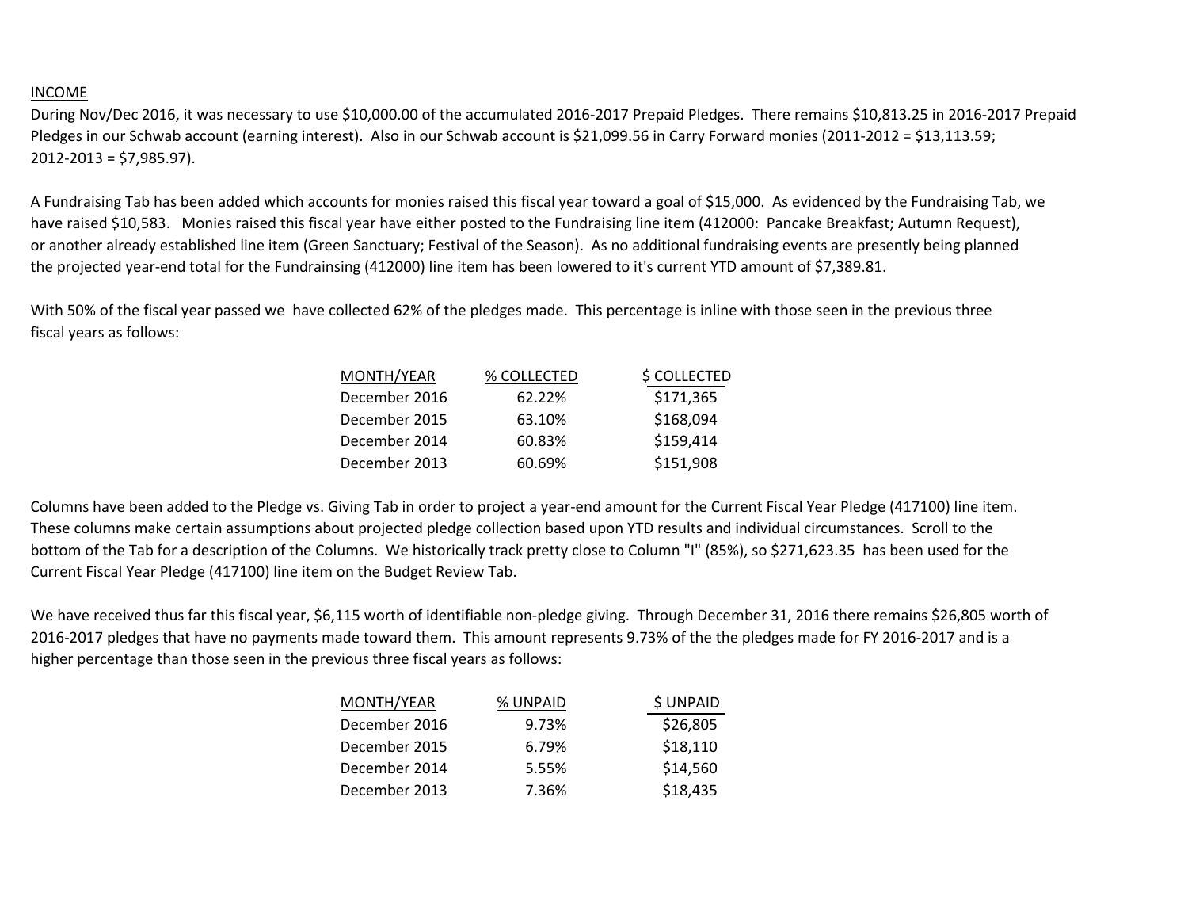INCOME

During Nov/Dec 2016, it was necessary to use $10,000.00 of the accumulated 2016-2017 Prepaid Pledges. There remains $10,813.25 in 2016-2017 Prepaid Pledges in our Schwab account (earning interest). Also in our Schwab account is $21,099.56 in Carry Forward monies (2011-2012 = $13,113.59; 2012-2013 = $7,985.97).

A Fundraising Tab has been added which accounts for monies raised this fiscal year toward a goal of $15,000. As evidenced by the Fundraising Tab, we have raised $10,583. Monies raised this fiscal year have either posted to the Fundraising line item (412000: Pancake Breakfast; Autumn Request), or another already established line item (Green Sanctuary; Festival of the Season). As no additional fundraising events are presently being planned the projected year-end total for the Fundrainsing (412000) line item has been lowered to it's current YTD amount of $7,389.81.

With 50% of the fiscal year passed we have collected 62% of the pledges made. This percentage is inline with those seen in the previous three fiscal years as follows:

| MONTH/YEAR | % COLLECTED | $ COLLECTED |
|---|---|---|
| December 2016 | 62.22% | $171,365 |
| December 2015 | 63.10% | $168,094 |
| December 2014 | 60.83% | $159,414 |
| December 2013 | 60.69% | $151,908 |

Columns have been added to the Pledge vs. Giving Tab in order to project a year-end amount for the Current Fiscal Year Pledge (417100) line item. These columns make certain assumptions about projected pledge collection based upon YTD results and individual circumstances. Scroll to the bottom of the Tab for a description of the Columns. We historically track pretty close to Column "I" (85%), so $271,623.35 has been used for the Current Fiscal Year Pledge (417100) line item on the Budget Review Tab.

We have received thus far this fiscal year, $6,115 worth of identifiable non-pledge giving. Through December 31, 2016 there remains $26,805 worth of 2016-2017 pledges that have no payments made toward them. This amount represents 9.73% of the the pledges made for FY 2016-2017 and is a higher percentage than those seen in the previous three fiscal years as follows:

| MONTH/YEAR | % UNPAID | $ UNPAID |
|---|---|---|
| December 2016 | 9.73% | $26,805 |
| December 2015 | 6.79% | $18,110 |
| December 2014 | 5.55% | $14,560 |
| December 2013 | 7.36% | $18,435 |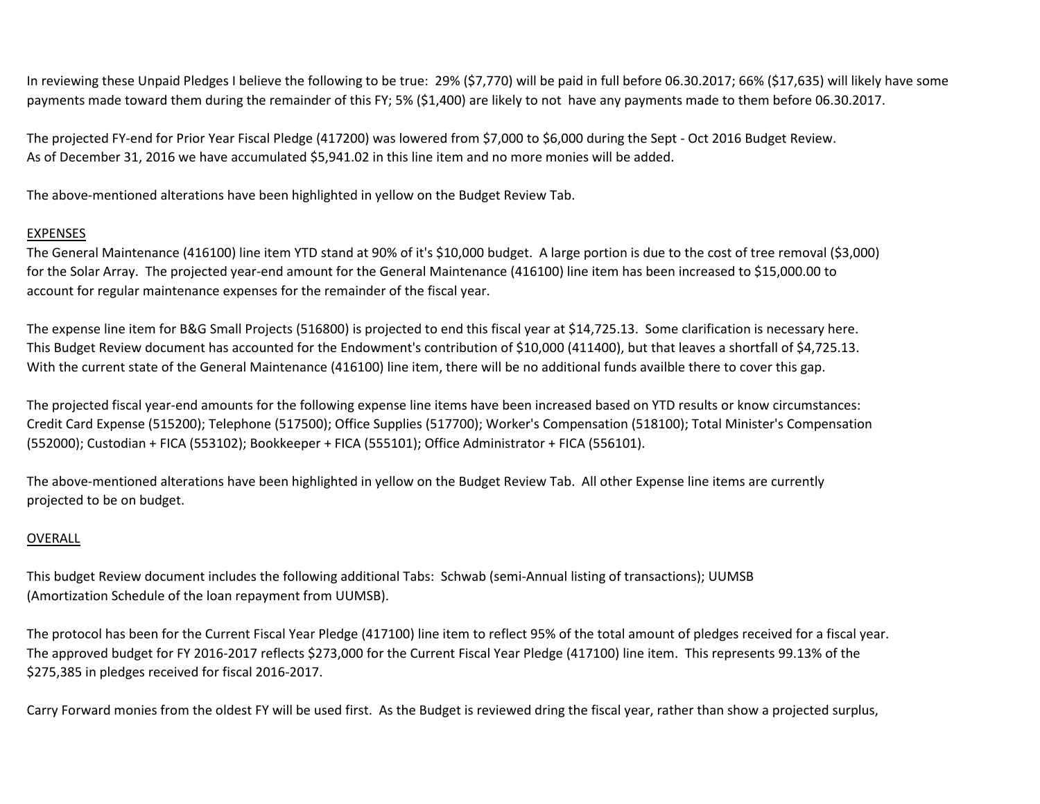In reviewing these Unpaid Pledges I believe the following to be true: 29% ($7,770) will be paid in full before 06.30.2017; 66% ($17,635) will likely have some payments made toward them during the remainder of this FY; 5% ($1,400) are likely to not have any payments made to them before 06.30.2017.

The projected FY-end for Prior Year Fiscal Pledge (417200) was lowered from $7,000 to $6,000 during the Sept - Oct 2016 Budget Review. As of December 31, 2016 we have accumulated $5,941.02 in this line item and no more monies will be added.

The above-mentioned alterations have been highlighted in yellow on the Budget Review Tab.

<u>EXPENSES</u>

The General Maintenance (416100) line item YTD stand at 90% of it's $10,000 budget. A large portion is due to the cost of tree removal ($3,000) for the Solar Array. The projected year-end amount for the General Maintenance (416100) line item has been increased to $15,000.00 to account for regular maintenance expenses for the remainder of the fiscal year.

The expense line item for B&G Small Projects (516800) is projected to end this fiscal year at $14,725.13. Some clarification is necessary here. This Budget Review document has accounted for the Endowment's contribution of $10,000 (411400), but that leaves a shortfall of $4,725.13. With the current state of the General Maintenance (416100) line item, there will be no additional funds availble there to cover this gap.

The projected fiscal year-end amounts for the following expense line items have been increased based on YTD results or know circumstances: Credit Card Expense (515200); Telephone (517500); Office Supplies (517700); Worker's Compensation (518100); Total Minister's Compensation (552000); Custodian + FICA (553102); Bookkeeper + FICA (555101); Office Administrator + FICA (556101).

The above-mentioned alterations have been highlighted in yellow on the Budget Review Tab. All other Expense line items are currently projected to be on budget.

<u>OVERALL</u>

This budget Review document includes the following additional Tabs: Schwab (semi-Annual listing of transactions); UUMSB (Amortization Schedule of the loan repayment from UUMSB).

The protocol has been for the Current Fiscal Year Pledge (417100) line item to reflect 95% of the total amount of pledges received for a fiscal year. The approved budget for FY 2016-2017 reflects $273,000 for the Current Fiscal Year Pledge (417100) line item. This represents 99.13% of the $275,385 in pledges received for fiscal 2016-2017.

Carry Forward monies from the oldest FY will be used first. As the Budget is reviewed dring the fiscal year, rather than show a projected surplus,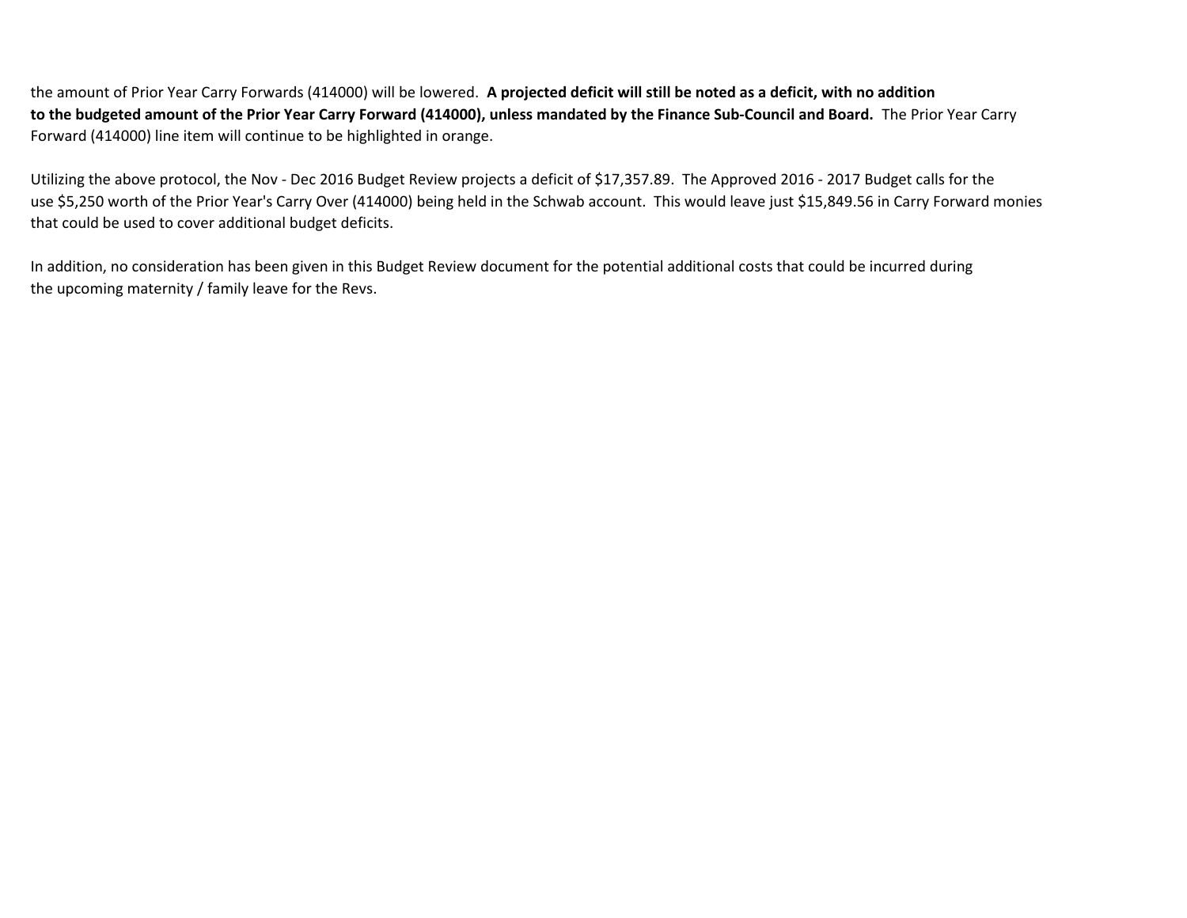the amount of Prior Year Carry Forwards (414000) will be lowered. **A projected deficit will still be noted as a deficit, with no addition to the budgeted amount of the Prior Year Carry Forward (414000), unless mandated by the Finance Sub-Council and Board.** The Prior Year Carry Forward (414000) line item will continue to be highlighted in orange.

Utilizing the above protocol, the Nov - Dec 2016 Budget Review projects a deficit of $17,357.89. The Approved 2016 - 2017 Budget calls for the use $5,250 worth of the Prior Year's Carry Over (414000) being held in the Schwab account. This would leave just $15,849.56 in Carry Forward monies that could be used to cover additional budget deficits.

In addition, no consideration has been given in this Budget Review document for the potential additional costs that could be incurred during the upcoming maternity / family leave for the Revs.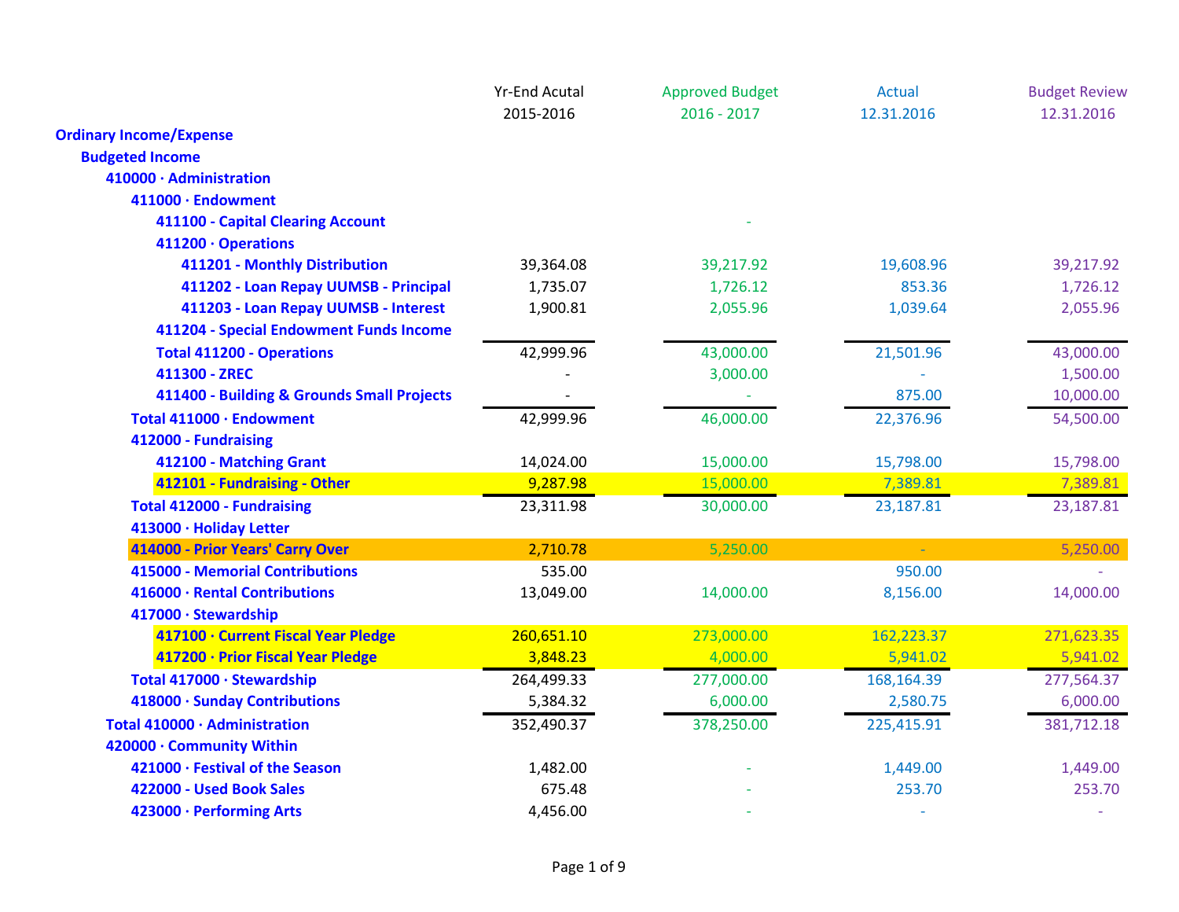| | Yr-End Acutal 2015-2016 | Approved Budget 2016 - 2017 | Actual 12.31.2016 | Budget Review 12.31.2016 |
|---|---|---|---|---|
| **Ordinary Income/Expense** | | | | |
| **Budgeted Income** | | | | |
| **410000 · Administration** | | | | |
| **411000 · Endowment** | | | | |
| **411100 - Capital Clearing Account** | | - | | |
| **411200 · Operations** | | | | |
| **411201 - Monthly Distribution** | 39,364.08 | 39,217.92 | 19,608.96 | 39,217.92 |
| **411202 - Loan Repay UUMSB - Principal** | 1,735.07 | 1,726.12 | 853.36 | 1,726.12 |
| **411203 - Loan Repay UUMSB - Interest** | 1,900.81 | 2,055.96 | 1,039.64 | 2,055.96 |
| **411204 - Special Endowment Funds Income** | | | | |
| **Total 411200 - Operations** | 42,999.96 | 43,000.00 | 21,501.96 | 43,000.00 |
| **411300 - ZREC** | - | 3,000.00 | - | 1,500.00 |
| **411400 - Building & Grounds Small Projects** | - | - | 875.00 | 10,000.00 |
| **Total 411000 · Endowment** | 42,999.96 | 46,000.00 | 22,376.96 | 54,500.00 |
| **412000 - Fundraising** | | | | |
| **412100 - Matching Grant** | 14,024.00 | 15,000.00 | 15,798.00 | 15,798.00 |
| **412101 - Fundraising - Other** | 9,287.98 | 15,000.00 | 7,389.81 | 7,389.81 |
| **Total 412000 - Fundraising** | 23,311.98 | 30,000.00 | 23,187.81 | 23,187.81 |
| **413000 · Holiday Letter** | | | | |
| **414000 - Prior Years' Carry Over** | 2,710.78 | 5,250.00 | - | 5,250.00 |
| **415000 - Memorial Contributions** | 535.00 | | 950.00 | - |
| **416000 · Rental Contributions** | 13,049.00 | 14,000.00 | 8,156.00 | 14,000.00 |
| **417000 · Stewardship** | | | | |
| **417100 · Current Fiscal Year Pledge** | 260,651.10 | 273,000.00 | 162,223.37 | 271,623.35 |
| **417200 · Prior Fiscal Year Pledge** | 3,848.23 | 4,000.00 | 5,941.02 | 5,941.02 |
| **Total 417000 · Stewardship** | 264,499.33 | 277,000.00 | 168,164.39 | 277,564.37 |
| **418000 · Sunday Contributions** | 5,384.32 | 6,000.00 | 2,580.75 | 6,000.00 |
| **Total 410000 · Administration** | 352,490.37 | 378,250.00 | 225,415.91 | 381,712.18 |
| **420000 · Community Within** | | | | |
| **421000 · Festival of the Season** | 1,482.00 | - | 1,449.00 | 1,449.00 |
| **422000 - Used Book Sales** | 675.48 | - | 253.70 | 253.70 |
| **423000 · Performing Arts** | 4,456.00 | - | - | - |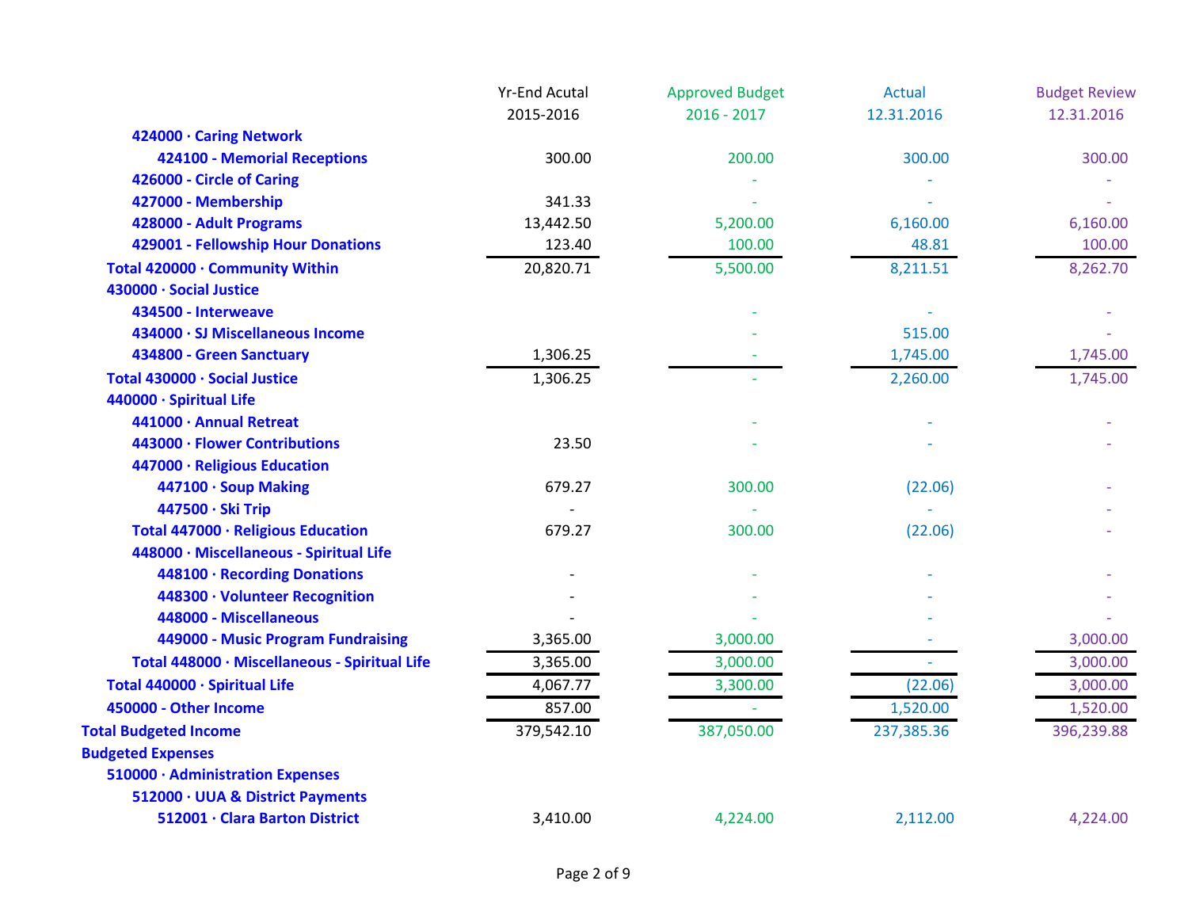| | Yr-End Acutal 2015-2016 | Approved Budget 2016 - 2017 | Actual 12.31.2016 | Budget Review 12.31.2016 |
|---|---|---|---|---|
| 424000 · Caring Network | | | | |
| 424100 - Memorial Receptions | 300.00 | 200.00 | 300.00 | 300.00 |
| 426000 - Circle of Caring | | - | - | - |
| 427000 - Membership | 341.33 | - | - | - |
| 428000 - Adult Programs | 13,442.50 | 5,200.00 | 6,160.00 | 6,160.00 |
| 429001 - Fellowship Hour Donations | 123.40 | 100.00 | 48.81 | 100.00 |
| Total 420000 · Community Within | 20,820.71 | 5,500.00 | 8,211.51 | 8,262.70 |
| 430000 · Social Justice | | | | |
| 434500 - Interweave | | - | - | - |
| 434000 · SJ Miscellaneous Income | | - | 515.00 | - |
| 434800 - Green Sanctuary | 1,306.25 | - | 1,745.00 | 1,745.00 |
| Total 430000 · Social Justice | 1,306.25 | - | 2,260.00 | 1,745.00 |
| 440000 · Spiritual Life | | | | |
| 441000 · Annual Retreat | | - | - | - |
| 443000 · Flower Contributions | 23.50 | - | - | - |
| 447000 · Religious Education | | | | |
| 447100 · Soup Making | 679.27 | 300.00 | (22.06) | - |
| 447500 · Ski Trip | - | - | - | - |
| Total 447000 · Religious Education | 679.27 | 300.00 | (22.06) | - |
| 448000 · Miscellaneous - Spiritual Life | | | | |
| 448100 · Recording Donations | - | - | - | - |
| 448300 · Volunteer Recognition | - | - | - | - |
| 448000 - Miscellaneous | - | - | - | - |
| 449000 - Music Program Fundraising | 3,365.00 | 3,000.00 | - | 3,000.00 |
| Total 448000 · Miscellaneous - Spiritual Life | 3,365.00 | 3,000.00 | - | 3,000.00 |
| Total 440000 · Spiritual Life | 4,067.77 | 3,300.00 | (22.06) | 3,000.00 |
| 450000 - Other Income | 857.00 | - | 1,520.00 | 1,520.00 |
| Total Budgeted Income | 379,542.10 | 387,050.00 | 237,385.36 | 396,239.88 |
| Budgeted Expenses | | | | |
| 510000 · Administration Expenses | | | | |
| 512000 · UUA & District Payments | | | | |
| 512001 · Clara Barton District | 3,410.00 | 4,224.00 | 2,112.00 | 4,224.00 |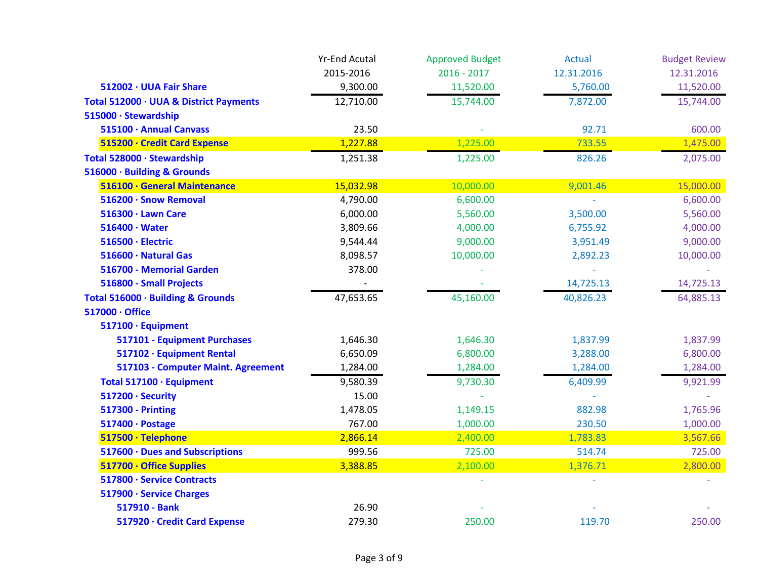| | Yr-End Acutal 2015-2016 | Approved Budget 2016 - 2017 | Actual 12.31.2016 | Budget Review 12.31.2016 |
|---|---|---|---|---|
| 512002 · UUA Fair Share | 9,300.00 | 11,520.00 | 5,760.00 | 11,520.00 |
| **Total 512000 · UUA & District Payments** | 12,710.00 | 15,744.00 | 7,872.00 | 15,744.00 |
| **515000 · Stewardship** | | | | |
| 515100 · Annual Canvass | 23.50 | - | 92.71 | 600.00 |
| 515200 · Credit Card Expense | 1,227.88 | 1,225.00 | 733.55 | 1,475.00 |
| **Total 528000 · Stewardship** | 1,251.38 | 1,225.00 | 826.26 | 2,075.00 |
| **516000 · Building & Grounds** | | | | |
| 516100 · General Maintenance | 15,032.98 | 10,000.00 | 9,001.46 | 15,000.00 |
| 516200 · Snow Removal | 4,790.00 | 6,600.00 | - | 6,600.00 |
| 516300 · Lawn Care | 6,000.00 | 5,560.00 | 3,500.00 | 5,560.00 |
| 516400 · Water | 3,809.66 | 4,000.00 | 6,755.92 | 4,000.00 |
| 516500 · Electric | 9,544.44 | 9,000.00 | 3,951.49 | 9,000.00 |
| 516600 · Natural Gas | 8,098.57 | 10,000.00 | 2,892.23 | 10,000.00 |
| 516700 - Memorial Garden | 378.00 | - | - | - |
| 516800 - Small Projects | - | - | 14,725.13 | 14,725.13 |
| **Total 516000 · Building & Grounds** | 47,653.65 | 45,160.00 | 40,826.23 | 64,885.13 |
| **517000 · Office** | | | | |
| 517100 · Equipment | | | | |
| 517101 - Equipment Purchases | 1,646.30 | 1,646.30 | 1,837.99 | 1,837.99 |
| 517102 · Equipment Rental | 6,650.09 | 6,800.00 | 3,288.00 | 6,800.00 |
| 517103 - Computer Maint. Agreement | 1,284.00 | 1,284.00 | 1,284.00 | 1,284.00 |
| **Total 517100 · Equipment** | 9,580.39 | 9,730.30 | 6,409.99 | 9,921.99 |
| 517200 · Security | 15.00 | - | - | - |
| 517300 - Printing | 1,478.05 | 1,149.15 | 882.98 | 1,765.96 |
| 517400 · Postage | 767.00 | 1,000.00 | 230.50 | 1,000.00 |
| 517500 · Telephone | 2,866.14 | 2,400.00 | 1,783.83 | 3,567.66 |
| 517600 · Dues and Subscriptions | 999.56 | 725.00 | 514.74 | 725.00 |
| 517700 · Office Supplies | 3,388.85 | 2,100.00 | 1,376.71 | 2,800.00 |
| 517800 · Service Contracts | | - | - | - |
| 517900 · Service Charges | | | | |
| 517910 - Bank | 26.90 | - | - | - |
| 517920 · Credit Card Expense | 279.30 | 250.00 | 119.70 | 250.00 |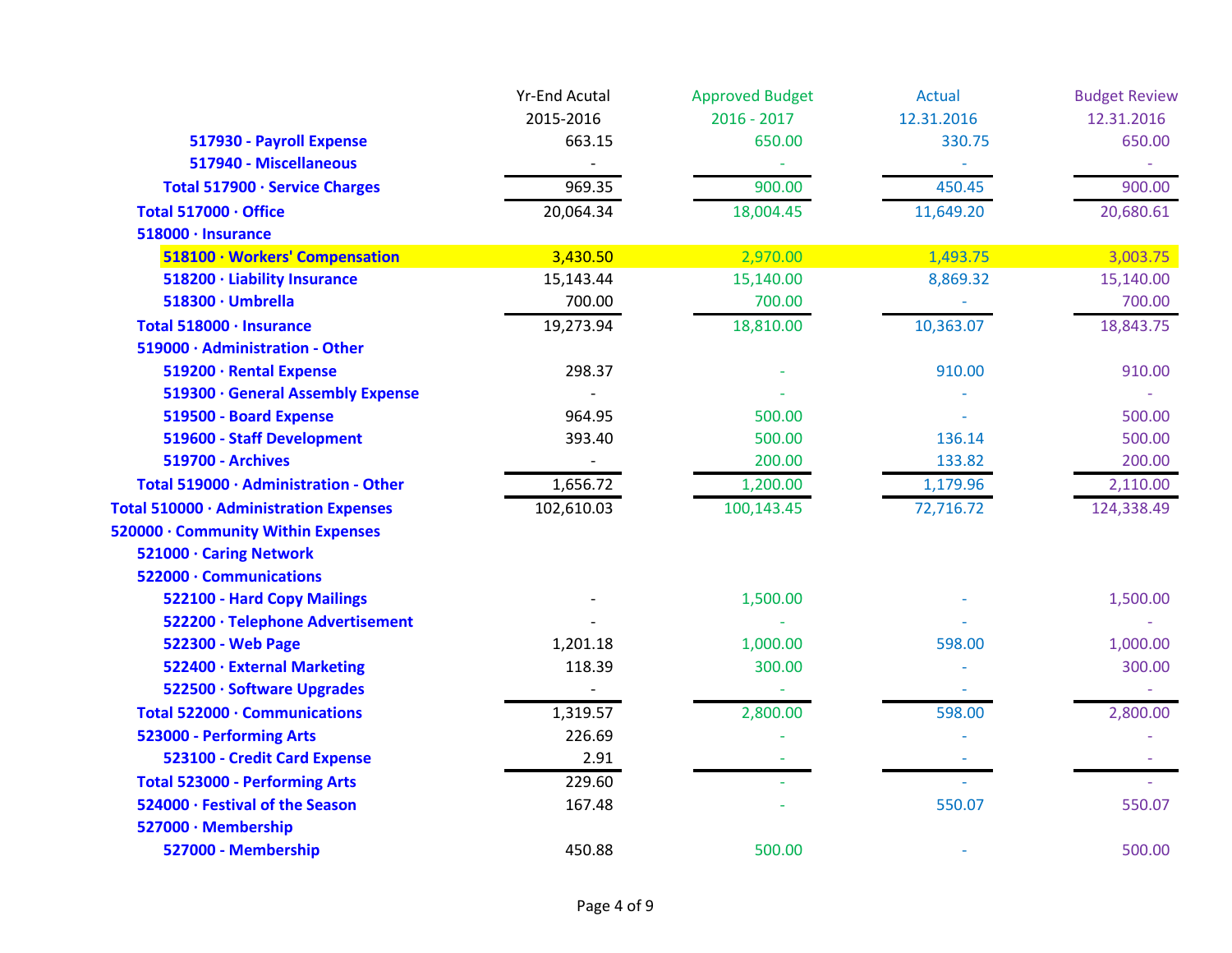| | Yr-End Acutal 2015-2016 | Approved Budget 2016 - 2017 | Actual 12.31.2016 | Budget Review 12.31.2016 |
|---|---|---|---|---|
| 517930 - Payroll Expense | 663.15 | 650.00 | 330.75 | 650.00 |
| 517940 - Miscellaneous | - | - | - | - |
| Total 517900 · Service Charges | 969.35 | 900.00 | 450.45 | 900.00 |
| Total 517000 · Office | 20,064.34 | 18,004.45 | 11,649.20 | 20,680.61 |
| 518000 · Insurance | | | | |
| 518100 · Workers' Compensation | 3,430.50 | 2,970.00 | 1,493.75 | 3,003.75 |
| 518200 · Liability Insurance | 15,143.44 | 15,140.00 | 8,869.32 | 15,140.00 |
| 518300 · Umbrella | 700.00 | 700.00 | - | 700.00 |
| Total 518000 · Insurance | 19,273.94 | 18,810.00 | 10,363.07 | 18,843.75 |
| 519000 · Administration - Other | | | | |
| 519200 · Rental Expense | 298.37 | - | 910.00 | 910.00 |
| 519300 · General Assembly Expense | - | - | - | - |
| 519500 - Board Expense | 964.95 | 500.00 | - | 500.00 |
| 519600 - Staff Development | 393.40 | 500.00 | 136.14 | 500.00 |
| 519700 - Archives | - | 200.00 | 133.82 | 200.00 |
| Total 519000 · Administration - Other | 1,656.72 | 1,200.00 | 1,179.96 | 2,110.00 |
| Total 510000 · Administration Expenses | 102,610.03 | 100,143.45 | 72,716.72 | 124,338.49 |
| 520000 · Community Within Expenses | | | | |
| 521000 · Caring Network | | | | |
| 522000 · Communications | | | | |
| 522100 - Hard Copy Mailings | - | 1,500.00 | - | 1,500.00 |
| 522200 · Telephone Advertisement | - | - | - | - |
| 522300 - Web Page | 1,201.18 | 1,000.00 | 598.00 | 1,000.00 |
| 522400 · External Marketing | 118.39 | 300.00 | - | 300.00 |
| 522500 · Software Upgrades | - | - | - | - |
| Total 522000 · Communications | 1,319.57 | 2,800.00 | 598.00 | 2,800.00 |
| 523000 - Performing Arts | 226.69 | - | - | - |
| 523100 - Credit Card Expense | 2.91 | - | - | - |
| Total 523000 - Performing Arts | 229.60 | - | - | - |
| 524000 · Festival of the Season | 167.48 | - | 550.07 | 550.07 |
| 527000 · Membership | | | | |
| 527000 - Membership | 450.88 | 500.00 | - | 500.00 |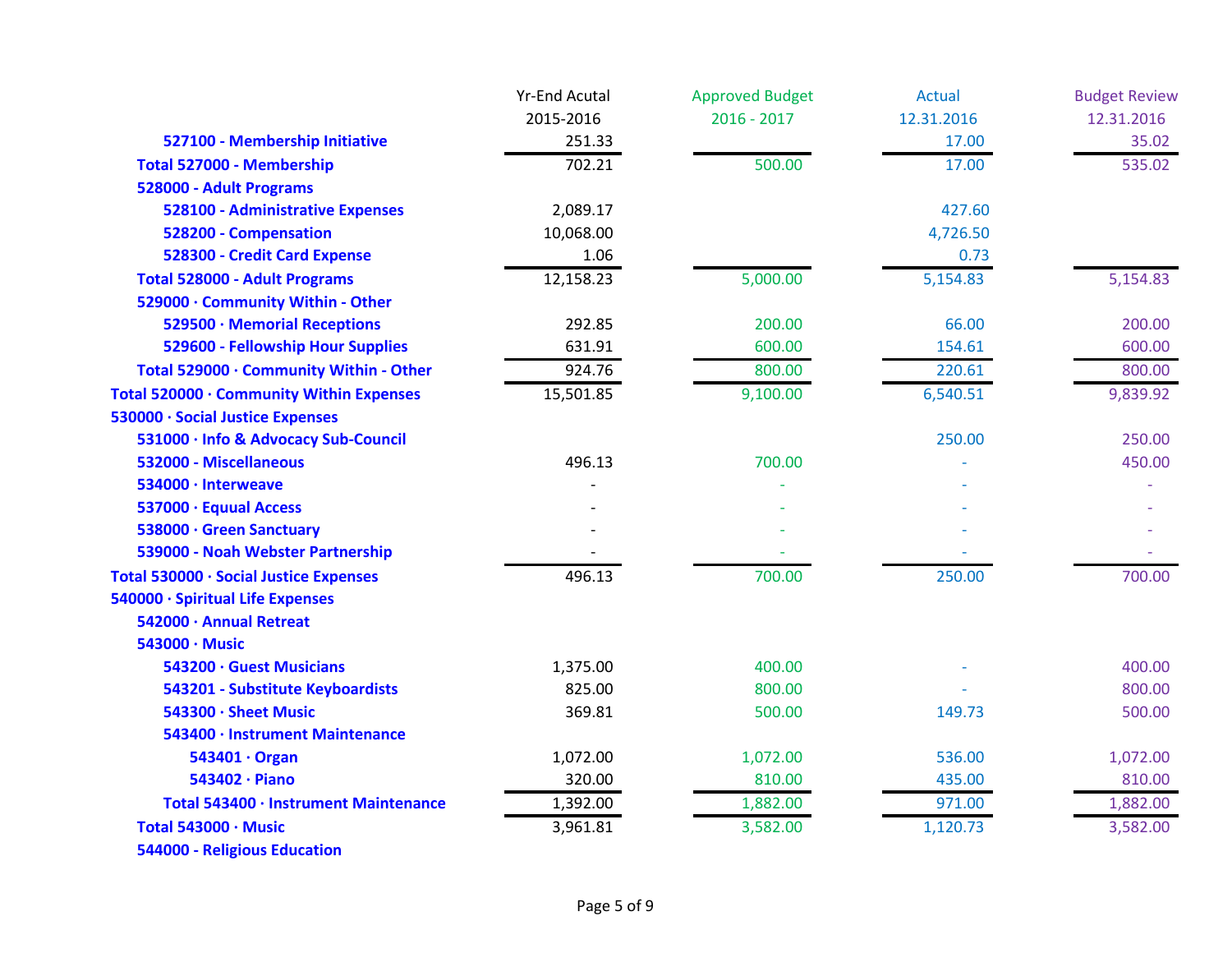| | Yr-End Acutal 2015-2016 | Approved Budget 2016 - 2017 | Actual 12.31.2016 | Budget Review 12.31.2016 |
|---|---|---|---|---|
| 527100 - Membership Initiative | 251.33 | | 17.00 | 35.02 |
| Total 527000 - Membership | 702.21 | 500.00 | 17.00 | 535.02 |
| 528000 - Adult Programs | | | | |
| 528100 - Administrative Expenses | 2,089.17 | | 427.60 | |
| 528200 - Compensation | 10,068.00 | | 4,726.50 | |
| 528300 - Credit Card Expense | 1.06 | | 0.73 | |
| Total 528000 - Adult Programs | 12,158.23 | 5,000.00 | 5,154.83 | 5,154.83 |
| 529000 · Community Within - Other | | | | |
| 529500 · Memorial Receptions | 292.85 | 200.00 | 66.00 | 200.00 |
| 529600 - Fellowship Hour Supplies | 631.91 | 600.00 | 154.61 | 600.00 |
| Total 529000 · Community Within - Other | 924.76 | 800.00 | 220.61 | 800.00 |
| Total 520000 · Community Within Expenses | 15,501.85 | 9,100.00 | 6,540.51 | 9,839.92 |
| 530000 · Social Justice Expenses | | | | |
| 531000 · Info & Advocacy Sub-Council | | | 250.00 | 250.00 |
| 532000 - Miscellaneous | 496.13 | 700.00 | - | 450.00 |
| 534000 · Interweave | - | - | - | - |
| 537000 · Equual Access | - | - | - | - |
| 538000 · Green Sanctuary | - | - | - | - |
| 539000 - Noah Webster Partnership | - | - | - | - |
| Total 530000 · Social Justice Expenses | 496.13 | 700.00 | 250.00 | 700.00 |
| 540000 · Spiritual Life Expenses | | | | |
| 542000 · Annual Retreat | | | | |
| 543000 · Music | | | | |
| 543200 · Guest Musicians | 1,375.00 | 400.00 | - | 400.00 |
| 543201 - Substitute Keyboardists | 825.00 | 800.00 | - | 800.00 |
| 543300 · Sheet Music | 369.81 | 500.00 | 149.73 | 500.00 |
| 543400 · Instrument Maintenance | | | | |
| 543401 · Organ | 1,072.00 | 1,072.00 | 536.00 | 1,072.00 |
| 543402 · Piano | 320.00 | 810.00 | 435.00 | 810.00 |
| Total 543400 · Instrument Maintenance | 1,392.00 | 1,882.00 | 971.00 | 1,882.00 |
| Total 543000 · Music | 3,961.81 | 3,582.00 | 1,120.73 | 3,582.00 |
| 544000 - Religious Education | | | | |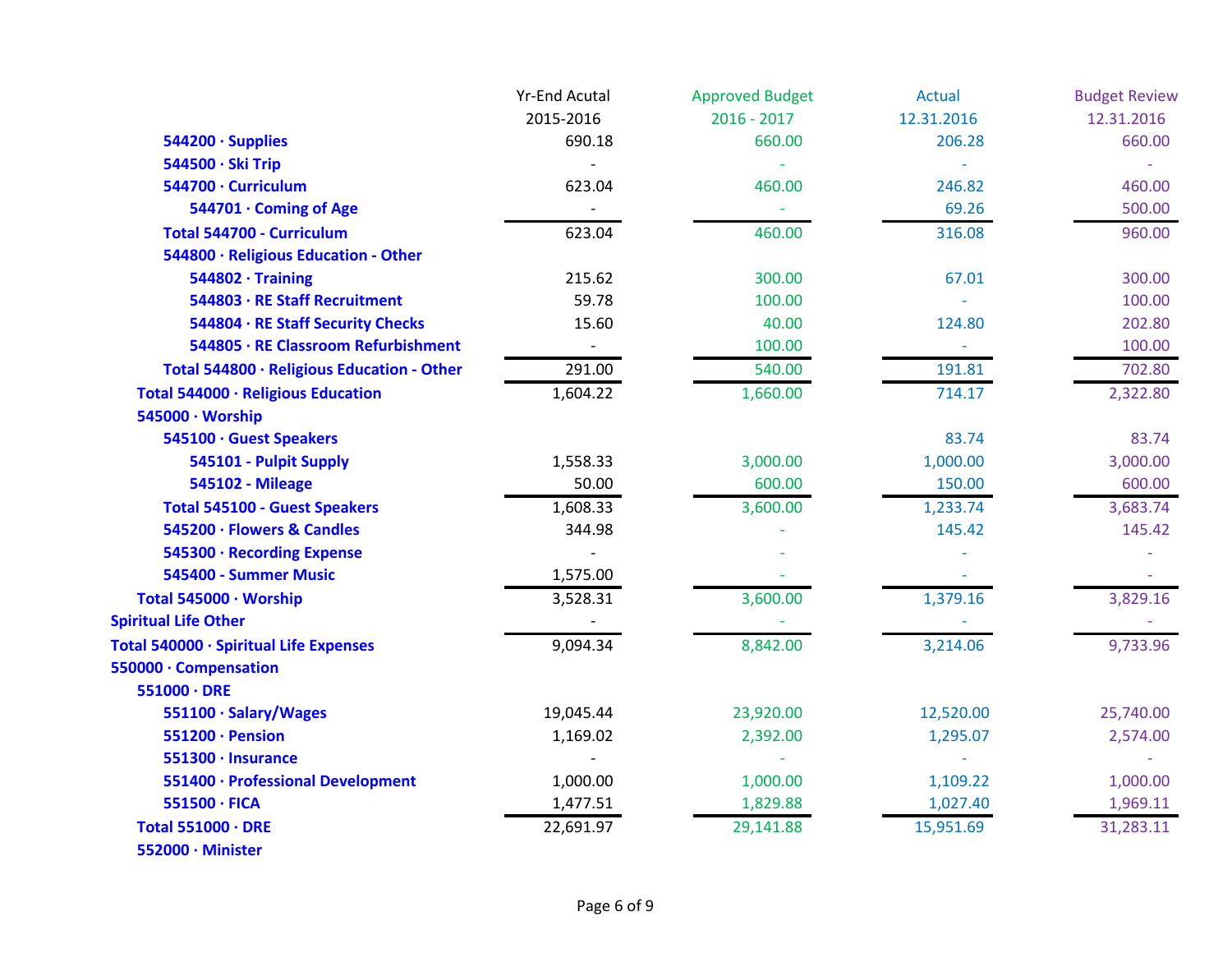| | Yr-End Acutal 2015-2016 | Approved Budget 2016 - 2017 | Actual 12.31.2016 | Budget Review 12.31.2016 |
|---|---|---|---|---|
| **544200 · Supplies** | 690.18 | 660.00 | 206.28 | 660.00 |
| **544500 · Ski Trip** | - | - | - | - |
| **544700 · Curriculum** | 623.04 | 460.00 | 246.82 | 460.00 |
| **544701 · Coming of Age** | - | - | 69.26 | 500.00 |
| **Total 544700 - Curriculum** | 623.04 | 460.00 | 316.08 | 960.00 |
| **544800 · Religious Education - Other** | | | | |
| **544802 · Training** | 215.62 | 300.00 | 67.01 | 300.00 |
| **544803 · RE Staff Recruitment** | 59.78 | 100.00 | - | 100.00 |
| **544804 · RE Staff Security Checks** | 15.60 | 40.00 | 124.80 | 202.80 |
| **544805 · RE Classroom Refurbishment** | - | 100.00 | - | 100.00 |
| **Total 544800 · Religious Education - Other** | 291.00 | 540.00 | 191.81 | 702.80 |
| **Total 544000 · Religious Education** | 1,604.22 | 1,660.00 | 714.17 | 2,322.80 |
| **545000 · Worship** | | | | |
| **545100 · Guest Speakers** | | | 83.74 | 83.74 |
| **545101 - Pulpit Supply** | 1,558.33 | 3,000.00 | 1,000.00 | 3,000.00 |
| **545102 - Mileage** | 50.00 | 600.00 | 150.00 | 600.00 |
| **Total 545100 - Guest Speakers** | 1,608.33 | 3,600.00 | 1,233.74 | 3,683.74 |
| **545200 · Flowers & Candles** | 344.98 | - | 145.42 | 145.42 |
| **545300 · Recording Expense** | - | - | - | - |
| **545400 - Summer Music** | 1,575.00 | - | - | - |
| **Total 545000 · Worship** | 3,528.31 | 3,600.00 | 1,379.16 | 3,829.16 |
| **Spiritual Life Other** | - | - | - | - |
| **Total 540000 · Spiritual Life Expenses** | 9,094.34 | 8,842.00 | 3,214.06 | 9,733.96 |
| **550000 · Compensation** | | | | |
| **551000 · DRE** | | | | |
| **551100 · Salary/Wages** | 19,045.44 | 23,920.00 | 12,520.00 | 25,740.00 |
| **551200 · Pension** | 1,169.02 | 2,392.00 | 1,295.07 | 2,574.00 |
| **551300 · Insurance** | - | - | - | - |
| **551400 · Professional Development** | 1,000.00 | 1,000.00 | 1,109.22 | 1,000.00 |
| **551500 · FICA** | 1,477.51 | 1,829.88 | 1,027.40 | 1,969.11 |
| **Total 551000 · DRE** | 22,691.97 | 29,141.88 | 15,951.69 | 31,283.11 |
| **552000 · Minister** | | | | |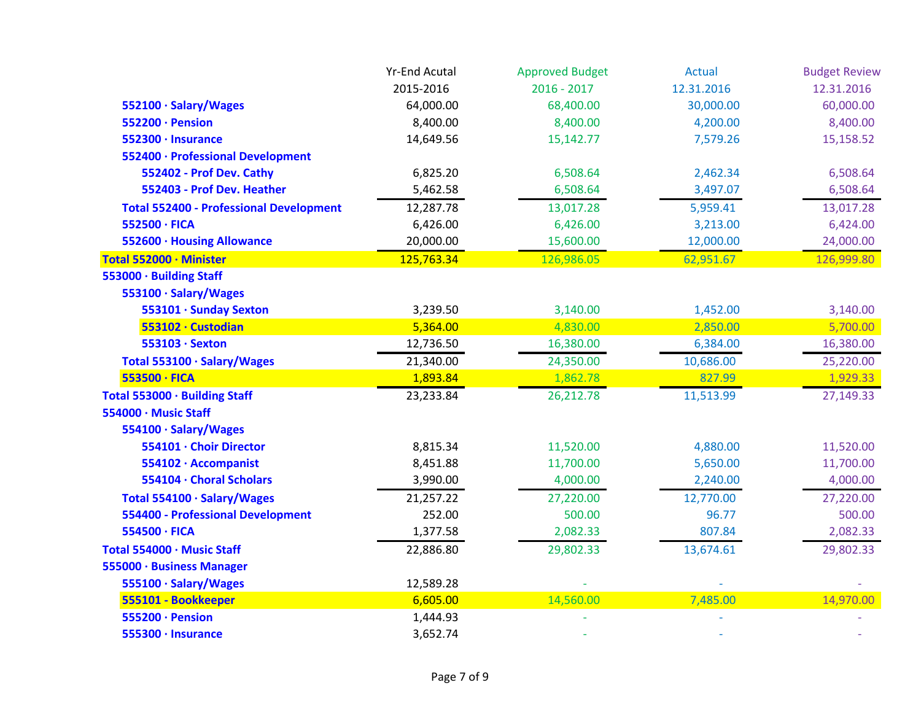| | Yr-End Acutal 2015-2016 | Approved Budget 2016 - 2017 | Actual 12.31.2016 | Budget Review 12.31.2016 |
|---|---|---|---|---|
| **552100 · Salary/Wages** | 64,000.00 | 68,400.00 | 30,000.00 | 60,000.00 |
| **552200 · Pension** | 8,400.00 | 8,400.00 | 4,200.00 | 8,400.00 |
| **552300 · Insurance** | 14,649.56 | 15,142.77 | 7,579.26 | 15,158.52 |
| **552400 · Professional Development** | | | | |
| **552402 - Prof Dev. Cathy** | 6,825.20 | 6,508.64 | 2,462.34 | 6,508.64 |
| **552403 - Prof Dev. Heather** | 5,462.58 | 6,508.64 | 3,497.07 | 6,508.64 |
| **Total 552400 - Professional Development** | 12,287.78 | 13,017.28 | 5,959.41 | 13,017.28 |
| **552500 · FICA** | 6,426.00 | 6,426.00 | 3,213.00 | 6,424.00 |
| **552600 · Housing Allowance** | 20,000.00 | 15,600.00 | 12,000.00 | 24,000.00 |
| **Total 552000 · Minister** | 125,763.34 | 126,986.05 | 62,951.67 | 126,999.80 |
| **553000 · Building Staff** | | | | |
| **553100 · Salary/Wages** | | | | |
| **553101 · Sunday Sexton** | 3,239.50 | 3,140.00 | 1,452.00 | 3,140.00 |
| **553102 · Custodian** | 5,364.00 | 4,830.00 | 2,850.00 | 5,700.00 |
| **553103 · Sexton** | 12,736.50 | 16,380.00 | 6,384.00 | 16,380.00 |
| **Total 553100 · Salary/Wages** | 21,340.00 | 24,350.00 | 10,686.00 | 25,220.00 |
| **553500 · FICA** | 1,893.84 | 1,862.78 | 827.99 | 1,929.33 |
| **Total 553000 · Building Staff** | 23,233.84 | 26,212.78 | 11,513.99 | 27,149.33 |
| **554000 · Music Staff** | | | | |
| **554100 · Salary/Wages** | | | | |
| **554101 · Choir Director** | 8,815.34 | 11,520.00 | 4,880.00 | 11,520.00 |
| **554102 · Accompanist** | 8,451.88 | 11,700.00 | 5,650.00 | 11,700.00 |
| **554104 · Choral Scholars** | 3,990.00 | 4,000.00 | 2,240.00 | 4,000.00 |
| **Total 554100 · Salary/Wages** | 21,257.22 | 27,220.00 | 12,770.00 | 27,220.00 |
| **554400 - Professional Development** | 252.00 | 500.00 | 96.77 | 500.00 |
| **554500 · FICA** | 1,377.58 | 2,082.33 | 807.84 | 2,082.33 |
| **Total 554000 · Music Staff** | 22,886.80 | 29,802.33 | 13,674.61 | 29,802.33 |
| **555000 · Business Manager** | | | | |
| **555100 · Salary/Wages** | 12,589.28 | - | - | - |
| **555101 - Bookkeeper** | 6,605.00 | 14,560.00 | 7,485.00 | 14,970.00 |
| **555200 · Pension** | 1,444.93 | - | - | - |
| **555300 · Insurance** | 3,652.74 | - | - | - |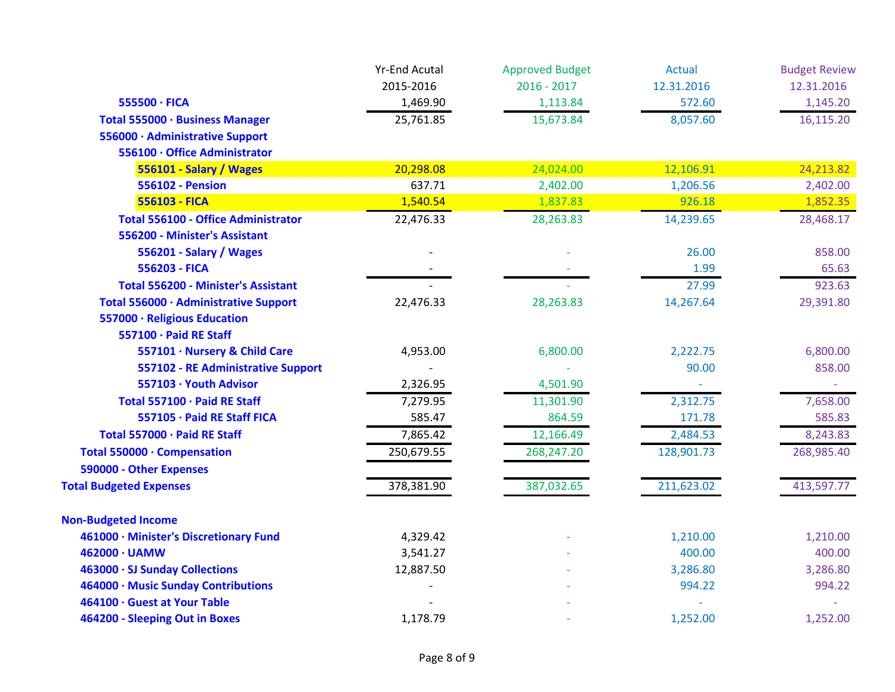| | Yr-End Acutal 2015-2016 | Approved Budget 2016 - 2017 | Actual 12.31.2016 | Budget Review 12.31.2016 |
|---|---|---|---|---|
| 555500 · FICA | 1,469.90 | 1,113.84 | 572.60 | 1,145.20 |
| **Total 555000 · Business Manager** | 25,761.85 | 15,673.84 | 8,057.60 | 16,115.20 |
| **556000 · Administrative Support** | | | | |
| 556100 · Office Administrator | | | | |
| 556101 - Salary / Wages | 20,298.08 | 24,024.00 | 12,106.91 | 24,213.82 |
| 556102 - Pension | 637.71 | 2,402.00 | 1,206.56 | 2,402.00 |
| 556103 - FICA | 1,540.54 | 1,837.83 | 926.18 | 1,852.35 |
| Total 556100 - Office Administrator | 22,476.33 | 28,263.83 | 14,239.65 | 28,468.17 |
| 556200 - Minister's Assistant | | | | |
| 556201 - Salary / Wages | - | - | 26.00 | 858.00 |
| 556203 - FICA | - | - | 1.99 | 65.63 |
| Total 556200 - Minister's Assistant | - | - | 27.99 | 923.63 |
| **Total 556000 · Administrative Support** | 22,476.33 | 28,263.83 | 14,267.64 | 29,391.80 |
| **557000 · Religious Education** | | | | |
| 557100 · Paid RE Staff | | | | |
| 557101 · Nursery & Child Care | 4,953.00 | 6,800.00 | 2,222.75 | 6,800.00 |
| 557102 - RE Administrative Support | - | - | 90.00 | 858.00 |
| 557103 · Youth Advisor | 2,326.95 | 4,501.90 | - | - |
| Total 557100 · Paid RE Staff | 7,279.95 | 11,301.90 | 2,312.75 | 7,658.00 |
| 557105 · Paid RE Staff FICA | 585.47 | 864.59 | 171.78 | 585.83 |
| **Total 557000 · Paid RE Staff** | 7,865.42 | 12,166.49 | 2,484.53 | 8,243.83 |
| **Total 550000 · Compensation** | 250,679.55 | 268,247.20 | 128,901.73 | 268,985.40 |
| **590000 - Other Expenses** | | | | |
| **Total Budgeted Expenses** | 378,381.90 | 387,032.65 | 211,623.02 | 413,597.77 |
| | | | | |
| **Non-Budgeted Income** | | | | |
| 461000 · Minister's Discretionary Fund | 4,329.42 | - | 1,210.00 | 1,210.00 |
| 462000 · UAMW | 3,541.27 | - | 400.00 | 400.00 |
| 463000 · SJ Sunday Collections | 12,887.50 | - | 3,286.80 | 3,286.80 |
| 464000 · Music Sunday Contributions | - | - | 994.22 | 994.22 |
| 464100 · Guest at Your Table | - | - | - | - |
| 464200 - Sleeping Out in Boxes | 1,178.79 | - | 1,252.00 | 1,252.00 |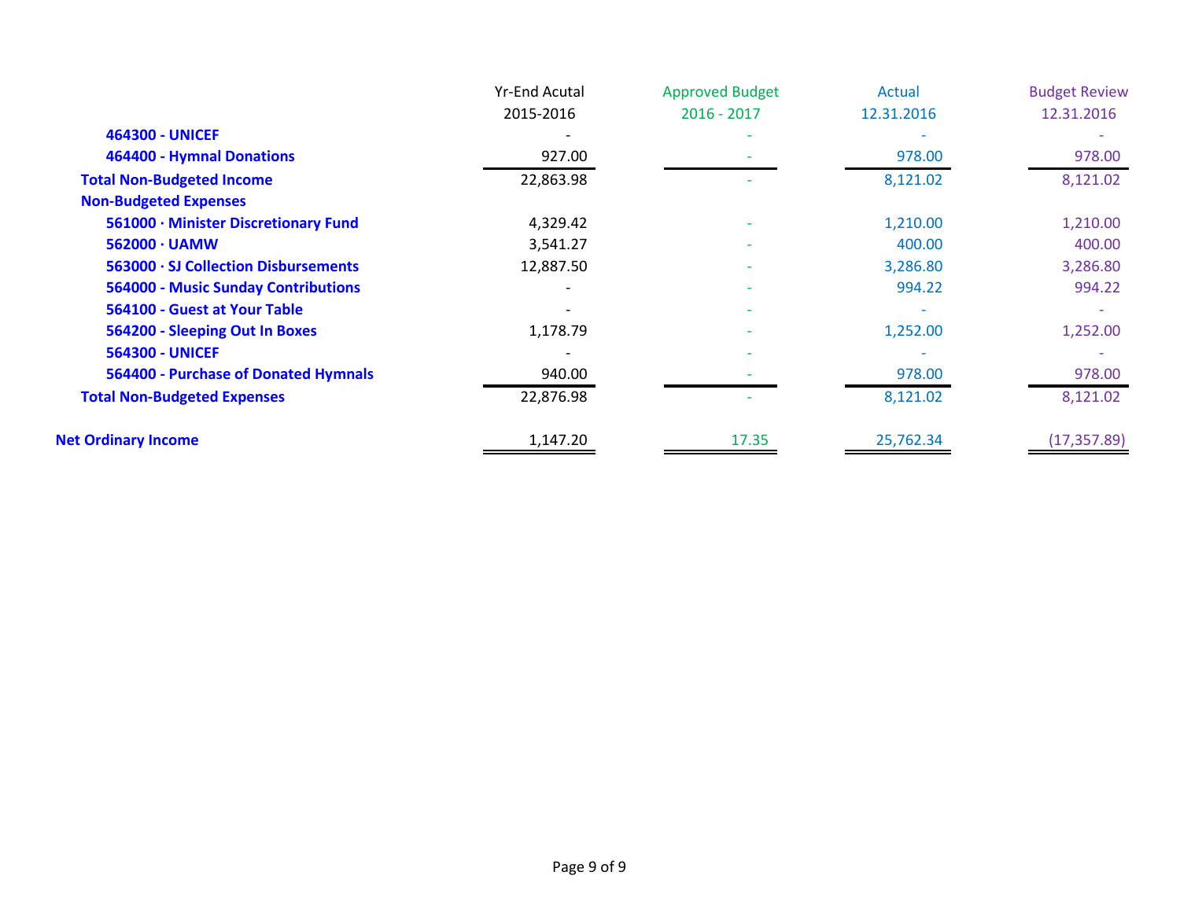| | Yr-End Acutal 2015-2016 | Approved Budget 2016 - 2017 | Actual 12.31.2016 | Budget Review 12.31.2016 |
|---|---|---|---|---|
| **464300 - UNICEF** | - | - | - | - |
| **464400 - Hymnal Donations** | 927.00 | - | 978.00 | 978.00 |
| **Total Non-Budgeted Income** | 22,863.98 | - | 8,121.02 | 8,121.02 |
| **Non-Budgeted Expenses** | | | | |
| **561000 · Minister Discretionary Fund** | 4,329.42 | - | 1,210.00 | 1,210.00 |
| **562000 · UAMW** | 3,541.27 | - | 400.00 | 400.00 |
| **563000 · SJ Collection Disbursements** | 12,887.50 | - | 3,286.80 | 3,286.80 |
| **564000 - Music Sunday Contributions** | - | - | 994.22 | 994.22 |
| **564100 - Guest at Your Table** | - | - | - | - |
| **564200 - Sleeping Out In Boxes** | 1,178.79 | - | 1,252.00 | 1,252.00 |
| **564300 - UNICEF** | - | - | - | - |
| **564400 - Purchase of Donated Hymnals** | 940.00 | - | 978.00 | 978.00 |
| **Total Non-Budgeted Expenses** | 22,876.98 | - | 8,121.02 | 8,121.02 |
| **Net Ordinary Income** | 1,147.20 | 17.35 | 25,762.34 | (17,357.89) |